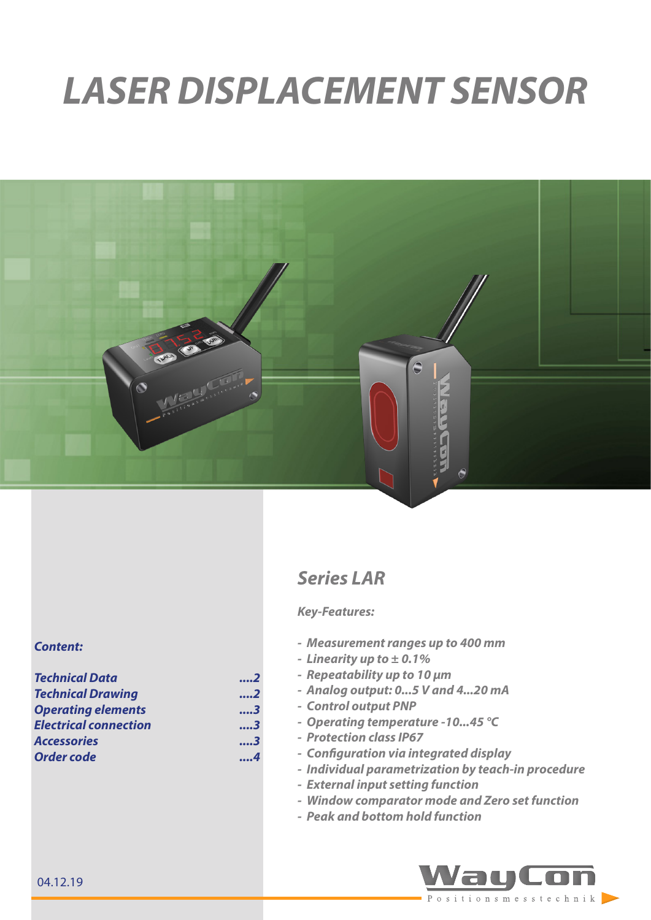# LASER DISPLACEMENT SENSOR

## Series LAR

***Key-Features:***

- *Measurement ranges up to 400 mm*
- *Linearity up to ± 0.1%*
- *Repeatability up to 10 µm*
- *Analog output: 0...5 V and 4...20 mA*
- *Control output PNP*
- *Operating temperature -10...45 °C*
- *Protection class IP67*
- *Configuration via integrated display*
- *Individual parametrization by teach-in procedure*
- *External input setting function*
- *Window comparator mode and Zero set function*
- *Peak and bottom hold function*

***Content:***

| | |
|---|---|
| *Technical Data* | *....2* |
| *Technical Drawing* | *....2* |
| *Operating elements* | *....3* |
| *Electrical connection* | *....3* |
| *Accessories* | *....3* |
| *Order code* | *....4* |

04.12.19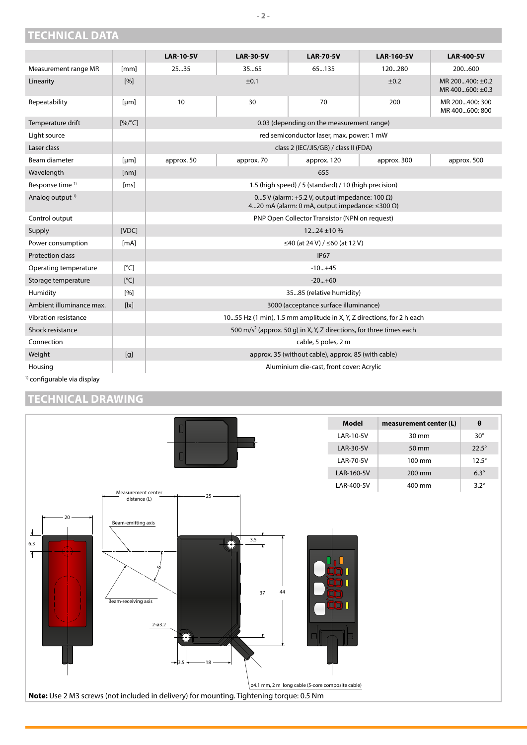## TECHNICAL DATA

| | | LAR-10-5V | LAR-30-5V | LAR-70-5V | LAR-160-5V | LAR-400-5V |
|---|---|---|---|---|---|---|
| Measurement range MR | [mm] | 25...35 | 35...65 | 65...135 | 120...280 | 200...600 |
| Linearity | [%] | ±0.1 | | | ±0.2 | MR 200...400: ±0.2<br>MR 400...600: ±0.3 |
| Repeatability | [µm] | 10 | 30 | 70 | 200 | MR 200...400: 300<br>MR 400...600: 800 |
| Temperature drift | [%/°C] | 0.03 (depending on the measurement range) | | | | |
| Light source | | red semiconductor laser, max. power: 1 mW | | | | |
| Laser class | | class 2 (IEC/JIS/GB) / class II (FDA) | | | | |
| Beam diameter | [µm] | approx. 50 | approx. 70 | approx. 120 | approx. 300 | approx. 500 |
| Wavelength | [nm] | 655 | | | | |
| Response time [1] | [ms] | 1.5 (high speed) / 5 (standard) / 10 (high precision) | | | | |
| Analog output [1] | | 0...5 V (alarm: +5.2 V, output impedance: 100 Ω)<br>4...20 mA (alarm: 0 mA, output impedance: ≤300 Ω) | | | | |
| Control output | | PNP Open Collector Transistor (NPN on request) | | | | |
| Supply | [VDC] | 12...24 ±10 % | | | | |
| Power consumption | [mA] | ≤40 (at 24 V) / ≤60 (at 12 V) | | | | |
| Protection class | | IP67 | | | | |
| Operating temperature | [°C] | -10...+45 | | | | |
| Storage temperature | [°C] | -20...+60 | | | | |
| Humidity | [%] | 35...85 (relative humidity) | | | | |
| Ambient illuminance max. | [lx] | 3000 (acceptance surface illuminance) | | | | |
| Vibration resistance | | 10...55 Hz (1 min), 1.5 mm amplitude in X, Y, Z directions, for 2 h each | | | | |
| Shock resistance | | 500 m/s² (approx. 50 g) in X, Y, Z directions, for three times each | | | | |
| Connection | | cable, 5 poles, 2 m | | | | |
| Weight | [g] | approx. 35 (without cable), approx. 85 (with cable) | | | | |
| Housing | | Aluminium die-cast, front cover: Acrylic | | | | |

[1] configurable via display

## TECHNICAL DRAWING

| Model | measurement center (L) | θ |
|---|---|---|
| LAR-10-5V | 30 mm | 30° |
| LAR-30-5V | 50 mm | 22.5° |
| LAR-70-5V | 100 mm | 12.5° |
| LAR-160-5V | 200 mm | 6.3° |
| LAR-400-5V | 400 mm | 3.2° |

Measurement center distance (L) — 25 — 20 — 6.3 — Beam-emitting axis — θ — Beam-receiving axis — 3.5 — 37 — 44 — 2-ø3.2 — 3.5 — 18 — ø4.1 mm, 2 m long cable (5-core composite cable)

**Note:** Use 2 M3 screws (not included in delivery) for mounting. Tightening torque: 0.5 Nm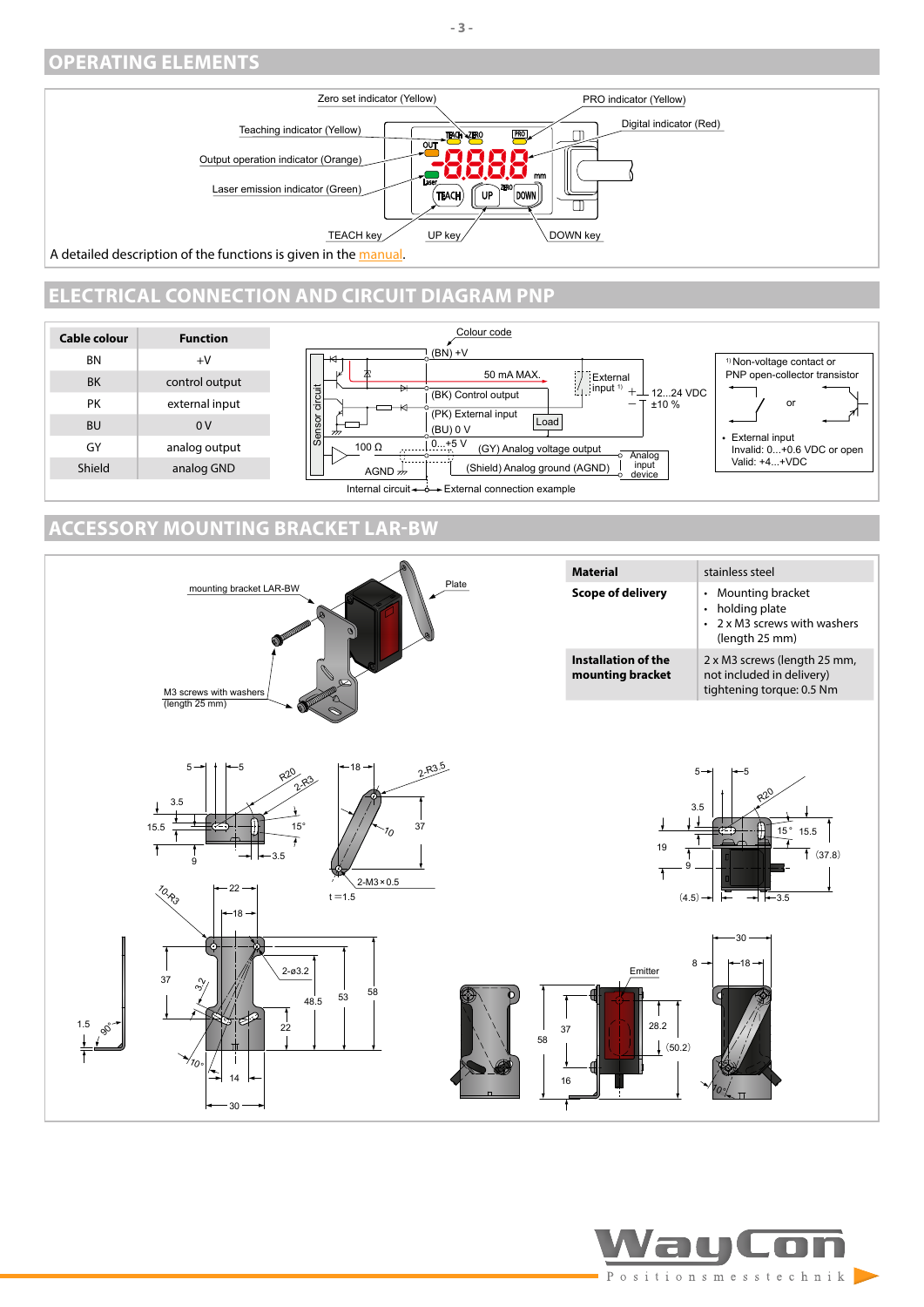## OPERATING ELEMENTS

Zero set indicator (Yellow)
PRO indicator (Yellow)
Teaching indicator (Yellow)
Digital indicator (Red)
Output operation indicator (Orange)
Laser emission indicator (Green)
TEACH key
UP key
DOWN key

A detailed description of the functions is given in the manual.

## ELECTRICAL CONNECTION AND CIRCUIT DIAGRAM PNP

| Cable colour | Function |
|---|---|
| BN | +V |
| BK | control output |
| PK | external input |
| BU | 0 V |
| GY | analog output |
| Shield | analog GND |

Colour code
(BN) +V
50 mA MAX.
External input [1]
(BK) Control output
12...24 VDC ±10 %
(PK) External input
Load
(BU) 0 V
100 Ω
0...+5 V
(GY) Analog voltage output
Analog input device
AGND
(Shield) Analog ground (AGND)
Sensor circuit
Internal circuit ← → External connection example

[1] Non-voltage contact or PNP open-collector transistor

or

- External input
  Invalid: 0...+0.6 VDC or open
  Valid: +4...+VDC

## ACCESSORY MOUNTING BRACKET LAR-BW

mounting bracket LAR-BW
Plate
M3 screws with washers (length 25 mm)

| Material | stainless steel |
|---|---|
| Scope of delivery | • Mounting bracket<br>• holding plate<br>• 2 x M3 screws with washers (length 25 mm) |
| Installation of the mounting bracket | 2 x M3 screws (length 25 mm, not included in delivery)<br>tightening torque: 0.5 Nm |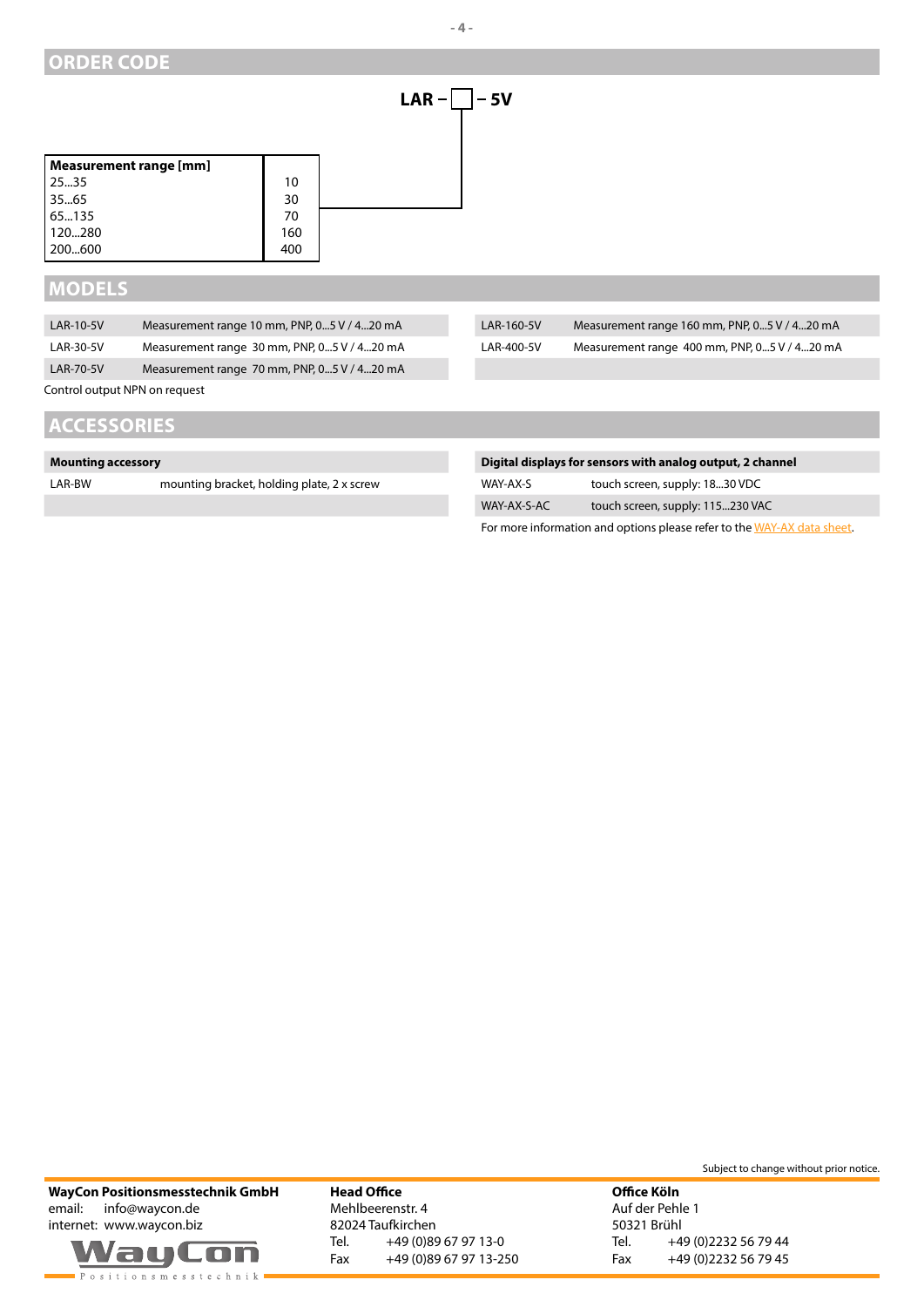## ORDER CODE

**LAR – [ ] – 5V**

| **Measurement range [mm]** | |
|---|---|
| 25...35 | 10 |
| 35...65 | 30 |
| 65...135 | 70 |
| 120...280 | 160 |
| 200...600 | 400 |

## MODELS

| | |
|---|---|
| LAR-10-5V | Measurement range 10 mm, PNP, 0...5 V / 4...20 mA |
| LAR-30-5V | Measurement range 30 mm, PNP, 0...5 V / 4...20 mA |
| LAR-70-5V | Measurement range 70 mm, PNP, 0...5 V / 4...20 mA |
| LAR-160-5V | Measurement range 160 mm, PNP, 0...5 V / 4...20 mA |
| LAR-400-5V | Measurement range 400 mm, PNP, 0...5 V / 4...20 mA |

Control output NPN on request

## ACCESSORIES

| **Mounting accessory** | |
|---|---|
| LAR-BW | mounting bracket, holding plate, 2 x screw |

| **Digital displays for sensors with analog output, 2 channel** | |
|---|---|
| WAY-AX-S | touch screen, supply: 18...30 VDC |
| WAY-AX-S-AC | touch screen, supply: 115...230 VAC |

For more information and options please refer to the WAY-AX data sheet.

Subject to change without prior notice.

**WayCon Positionsmesstechnik GmbH**
email: info@waycon.de
internet: www.waycon.biz

**Head Office**
Mehlbeerenstr. 4
82024 Taufkirchen
Tel. +49 (0)89 67 97 13-0
Fax +49 (0)89 67 97 13-250

**Office Köln**
Auf der Pehle 1
50321 Brühl
Tel. +49 (0)2232 56 79 44
Fax +49 (0)2232 56 79 45